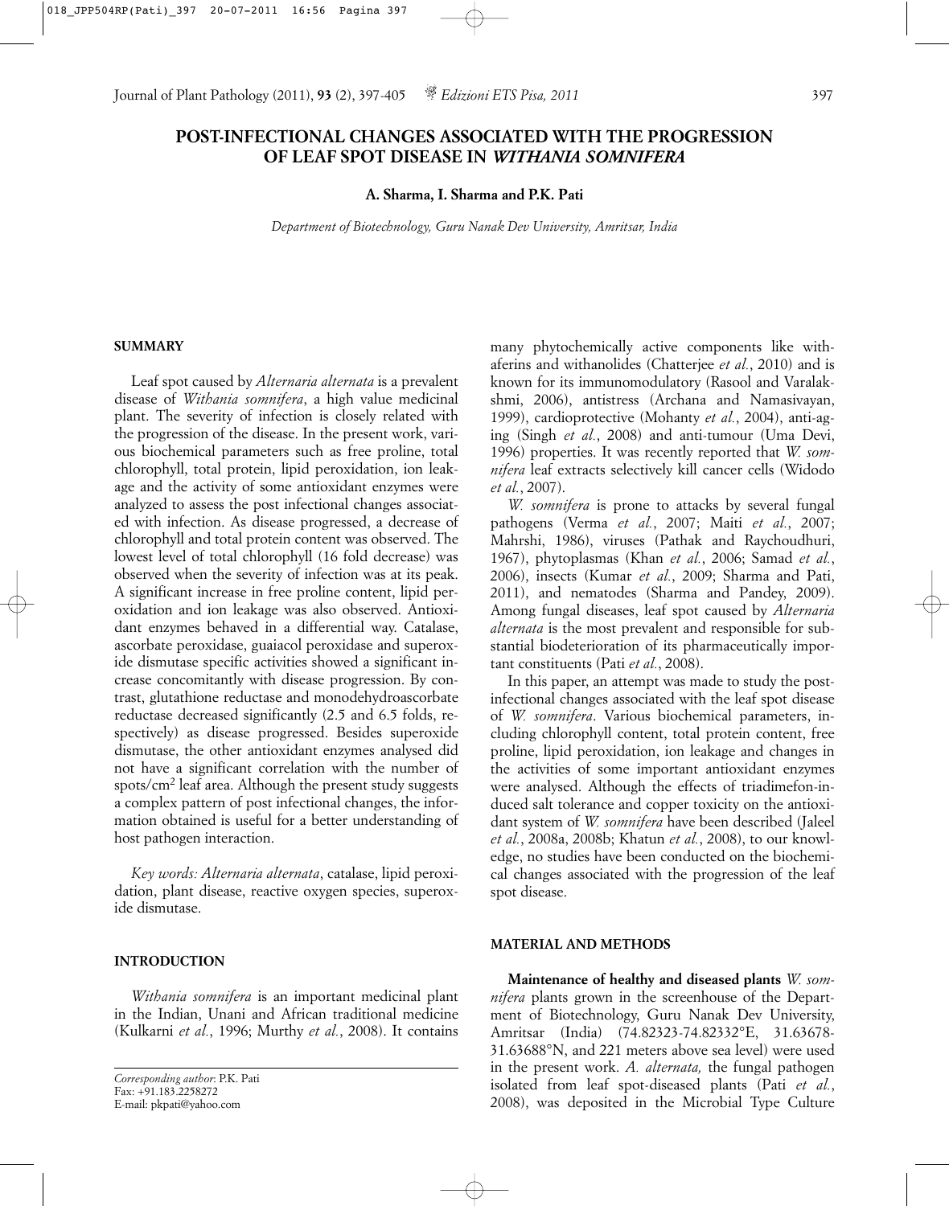# POST-INFECTIONAL CHANGES ASSOCIATED WITH THE PROGRESSION OF LEAF SPOT DISEASE IN *WITHANIA SOMNIFERA*

**A. Sharma, I. Sharma and P.K. Pati**

*Department of Biotechnology, Guru Nanak Dev University, Amritsar, India*

## SUMMARY

Leaf spot caused by *Alternaria alternata* is a prevalent disease of *Withania somnifera*, a high value medicinal plant. The severity of infection is closely related with the progression of the disease. In the present work, various biochemical parameters such as free proline, total chlorophyll, total protein, lipid peroxidation, ion leakage and the activity of some antioxidant enzymes were analyzed to assess the post infectional changes associated with infection. As disease progressed, a decrease of chlorophyll and total protein content was observed. The lowest level of total chlorophyll (16 fold decrease) was observed when the severity of infection was at its peak. A significant increase in free proline content, lipid peroxidation and ion leakage was also observed. Antioxidant enzymes behaved in a differential way. Catalase, ascorbate peroxidase, guaiacol peroxidase and superoxide dismutase specific activities showed a significant increase concomitantly with disease progression. By contrast, glutathione reductase and monodehydroascorbate reductase decreased significantly (2.5 and 6.5 folds, respectively) as disease progressed. Besides superoxide dismutase, the other antioxidant enzymes analysed did not have a significant correlation with the number of spots/$cm^2$ leaf area. Although the present study suggests a complex pattern of post infectional changes, the information obtained is useful for a better understanding of host pathogen interaction.

*Key words: Alternaria alternata*, catalase, lipid peroxidation, plant disease, reactive oxygen species, superoxide dismutase.

## INTRODUCTION

*Withania somnifera* is an important medicinal plant in the Indian, Unani and African traditional medicine (Kulkarni *et al.*, 1996; Murthy *et al.*, 2008). It contains many phytochemically active components like withaferins and withanolides (Chatterjee *et al.*, 2010) and is known for its immunomodulatory (Rasool and Varalakshmi, 2006), antistress (Archana and Namasivayan, 1999), cardioprotective (Mohanty *et al.*, 2004), anti-aging (Singh *et al.*, 2008) and anti-tumour (Uma Devi, 1996) properties. It was recently reported that *W. somnifera* leaf extracts selectively kill cancer cells (Widodo *et al.*, 2007).

*W. somnifera* is prone to attacks by several fungal pathogens (Verma *et al.*, 2007; Maiti *et al.*, 2007; Mahrshi, 1986), viruses (Pathak and Raychoudhuri, 1967), phytoplasmas (Khan *et al.*, 2006; Samad *et al.*, 2006), insects (Kumar *et al.*, 2009; Sharma and Pati, 2011), and nematodes (Sharma and Pandey, 2009). Among fungal diseases, leaf spot caused by *Alternaria alternata* is the most prevalent and responsible for substantial biodeterioration of its pharmaceutically important constituents (Pati *et al.*, 2008).

In this paper, an attempt was made to study the post-infectional changes associated with the leaf spot disease of *W. somnifera*. Various biochemical parameters, including chlorophyll content, total protein content, free proline, lipid peroxidation, ion leakage and changes in the activities of some important antioxidant enzymes were analysed. Although the effects of triadimefon-induced salt tolerance and copper toxicity on the antioxidant system of *W. somnifera* have been described (Jaleel *et al.*, 2008a, 2008b; Khatun *et al.*, 2008), to our knowledge, no studies have been conducted on the biochemical changes associated with the progression of the leaf spot disease.

## MATERIAL AND METHODS

**Maintenance of healthy and diseased plants** *W. somnifera* plants grown in the screenhouse of the Department of Biotechnology, Guru Nanak Dev University, Amritsar (India) (74.82323-74.82332°E, 31.63678-31.63688°N, and 221 meters above sea level) were used in the present work. *A. alternata,* the fungal pathogen isolated from leaf spot-diseased plants (Pati *et al.*, 2008), was deposited in the Microbial Type Culture

*Corresponding author*: P.K. Pati
Fax: +91.183.2258272
E-mail: pkpati@yahoo.com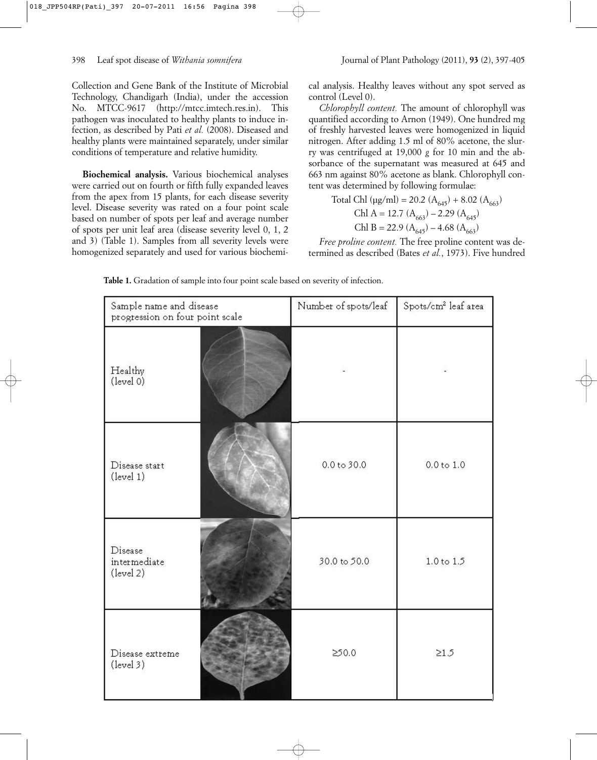Collection and Gene Bank of the Institute of Microbial Technology, Chandigarh (India), under the accession No. MTCC-9617 (http://mtcc.imtech.res.in). This pathogen was inoculated to healthy plants to induce infection, as described by Pati *et al.* (2008). Diseased and healthy plants were maintained separately, under similar conditions of temperature and relative humidity.

**Biochemical analysis.** Various biochemical analyses were carried out on fourth or fifth fully expanded leaves from the apex from 15 plants, for each disease severity level. Disease severity was rated on a four point scale based on number of spots per leaf and average number of spots per unit leaf area (disease severity level 0, 1, 2 and 3) (Table 1). Samples from all severity levels were homogenized separately and used for various biochemical analysis. Healthy leaves without any spot served as control (Level 0).

*Chlorophyll content.* The amount of chlorophyll was quantified according to Arnon (1949). One hundred mg of freshly harvested leaves were homogenized in liquid nitrogen. After adding 1.5 ml of 80% acetone, the slurry was centrifuged at 19,000 *g* for 10 min and the absorbance of the supernatant was measured at 645 and 663 nm against 80% acetone as blank. Chlorophyll content was determined by following formulae:

$$\text{Total Chl } (\mu g/ml) = 20.2\ (A_{645}) + 8.02\ (A_{663})$$

$$\text{Chl A} = 12.7\ (A_{663}) - 2.29\ (A_{645})$$

$$\text{Chl B} = 22.9\ (A_{645}) - 4.68\ (A_{663})$$

*Free proline content.* The free proline content was determined as described (Bates *et al.*, 1973). Five hundred

**Table 1.** Gradation of sample into four point scale based on severity of infection.

| Sample name and disease progression on four point scale | Number of spots/leaf | Spots/cm² leaf area |
|---|---|---|
| Healthy (level 0) | - | - |
| Disease start (level 1) | 0.0 to 30.0 | 0.0 to 1.0 |
| Disease intermediate (level 2) | 30.0 to 50.0 | 1.0 to 1.5 |
| Disease extreme (level 3) | ≥50.0 | ≥1.5 |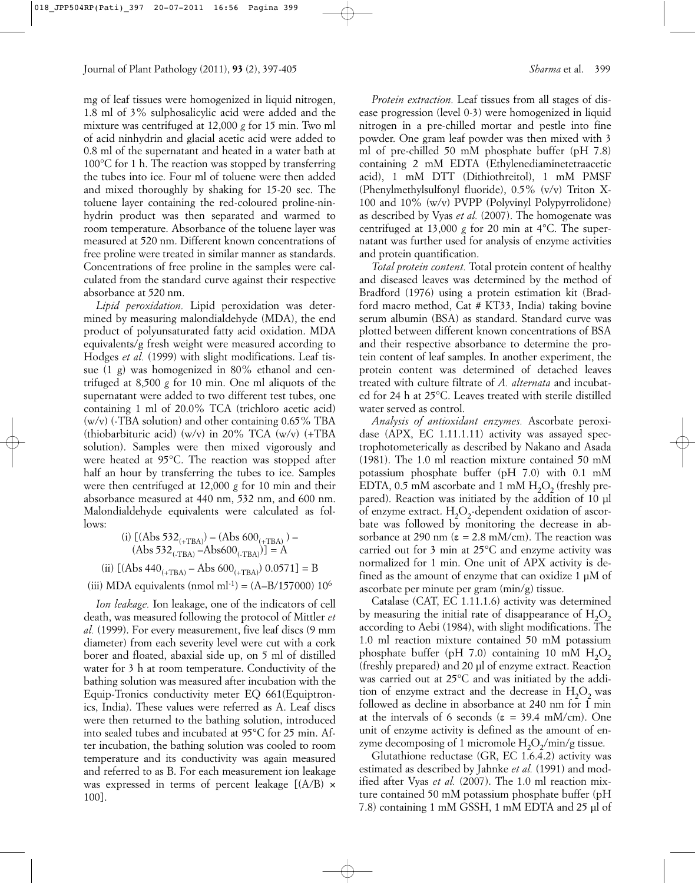mg of leaf tissues were homogenized in liquid nitrogen, 1.8 ml of 3% sulphosalicylic acid were added and the mixture was centrifuged at 12,000 *g* for 15 min. Two ml of acid ninhydrin and glacial acetic acid were added to 0.8 ml of the supernatant and heated in a water bath at 100°C for 1 h. The reaction was stopped by transferring the tubes into ice. Four ml of toluene were then added and mixed thoroughly by shaking for 15-20 sec. The toluene layer containing the red-coloured proline-ninhydrin product was then separated and warmed to room temperature. Absorbance of the toluene layer was measured at 520 nm. Different known concentrations of free proline were treated in similar manner as standards. Concentrations of free proline in the samples were calculated from the standard curve against their respective absorbance at 520 nm.

*Lipid peroxidation.* Lipid peroxidation was determined by measuring malondialdehyde (MDA), the end product of polyunsaturated fatty acid oxidation. MDA equivalents/g fresh weight were measured according to Hodges *et al.* (1999) with slight modifications. Leaf tissue (1 g) was homogenized in 80% ethanol and centrifuged at 8,500 *g* for 10 min. One ml aliquots of the supernatant were added to two different test tubes, one containing 1 ml of 20.0% TCA (trichloro acetic acid) (w/v) (-TBA solution) and other containing 0.65% TBA (thiobarbituric acid) (w/v) in 20% TCA (w/v) (+TBA solution). Samples were then mixed vigorously and were heated at 95°C. The reaction was stopped after half an hour by transferring the tubes to ice. Samples were then centrifuged at 12,000 *g* for 10 min and their absorbance measured at 440 nm, 532 nm, and 600 nm. Malondialdehyde equivalents were calculated as follows:

$$\text{(i) } [(\text{Abs } 532_{(+\text{TBA})}) - (\text{Abs } 600_{(+\text{TBA})}) - (\text{Abs } 532_{(-\text{TBA})} - \text{Abs}600_{(-\text{TBA})})] = A$$

$$\text{(ii) } [(\text{Abs } 440_{(+\text{TBA})} - \text{Abs } 600_{(+\text{TBA})})\ 0.0571] = B$$

$$\text{(iii) MDA equivalents (nmol ml}^{-1}) = (A{-}B/157000)\ 10^{6}$$

*Ion leakage.* Ion leakage, one of the indicators of cell death, was measured following the protocol of Mittler *et al.* (1999). For every measurement, five leaf discs (9 mm diameter) from each severity level were cut with a cork borer and floated, abaxial side up, on 5 ml of distilled water for 3 h at room temperature. Conductivity of the bathing solution was measured after incubation with the Equip-Tronics conductivity meter EQ 661(Equiptronics, India). These values were referred as A. Leaf discs were then returned to the bathing solution, introduced into sealed tubes and incubated at 95°C for 25 min. After incubation, the bathing solution was cooled to room temperature and its conductivity was again measured and referred to as B. For each measurement ion leakage was expressed in terms of percent leakage $[(A/B) \times 100]$.

*Protein extraction.* Leaf tissues from all stages of disease progression (level 0-3) were homogenized in liquid nitrogen in a pre-chilled mortar and pestle into fine powder. One gram leaf powder was then mixed with 3 ml of pre-chilled 50 mM phosphate buffer (pH 7.8) containing 2 mM EDTA (Ethylenediaminetetraacetic acid), 1 mM DTT (Dithiothreitol), 1 mM PMSF (Phenylmethylsulfonyl fluoride), 0.5% (v/v) Triton X-100 and 10% (w/v) PVPP (Polyvinyl Polypyrrolidone) as described by Vyas *et al.* (2007). The homogenate was centrifuged at 13,000 *g* for 20 min at 4°C. The supernatant was further used for analysis of enzyme activities and protein quantification.

*Total protein content.* Total protein content of healthy and diseased leaves was determined by the method of Bradford (1976) using a protein estimation kit (Bradford macro method, Cat # KT33, India) taking bovine serum albumin (BSA) as standard. Standard curve was plotted between different known concentrations of BSA and their respective absorbance to determine the protein content of leaf samples. In another experiment, the protein content was determined of detached leaves treated with culture filtrate of *A. alternata* and incubated for 24 h at 25°C. Leaves treated with sterile distilled water served as control.

*Analysis of antioxidant enzymes.* Ascorbate peroxidase (APX, EC 1.11.1.11) activity was assayed spectrophotometerically as described by Nakano and Asada (1981). The 1.0 ml reaction mixture contained 50 mM potassium phosphate buffer (pH 7.0) with 0.1 mM EDTA, 0.5 mM ascorbate and 1 mM $H_2O_2$ (freshly prepared). Reaction was initiated by the addition of 10 µl of enzyme extract. $H_2O_2$-dependent oxidation of ascorbate was followed by monitoring the decrease in absorbance at 290 nm ($\varepsilon$ = 2.8 mM/cm). The reaction was carried out for 3 min at 25°C and enzyme activity was normalized for 1 min. One unit of APX activity is defined as the amount of enzyme that can oxidize 1 µM of ascorbate per minute per gram (min/g) tissue.

Catalase (CAT, EC 1.11.1.6) activity was determined by measuring the initial rate of disappearance of $H_2O_2$ according to Aebi (1984), with slight modifications. The 1.0 ml reaction mixture contained 50 mM potassium phosphate buffer (pH 7.0) containing 10 mM $H_2O_2$ (freshly prepared) and 20 µl of enzyme extract. Reaction was carried out at 25°C and was initiated by the addition of enzyme extract and the decrease in $H_2O_2$ was followed as decline in absorbance at 240 nm for 1 min at the intervals of 6 seconds ($\varepsilon$ = 39.4 mM/cm). One unit of enzyme activity is defined as the amount of enzyme decomposing of 1 micromole $H_2O_2$/min/g tissue.

Glutathione reductase (GR, EC 1.6.4.2) activity was estimated as described by Jahnke *et al.* (1991) and modified after Vyas *et al.* (2007). The 1.0 ml reaction mixture contained 50 mM potassium phosphate buffer (pH 7.8) containing 1 mM GSSH, 1 mM EDTA and 25 µl of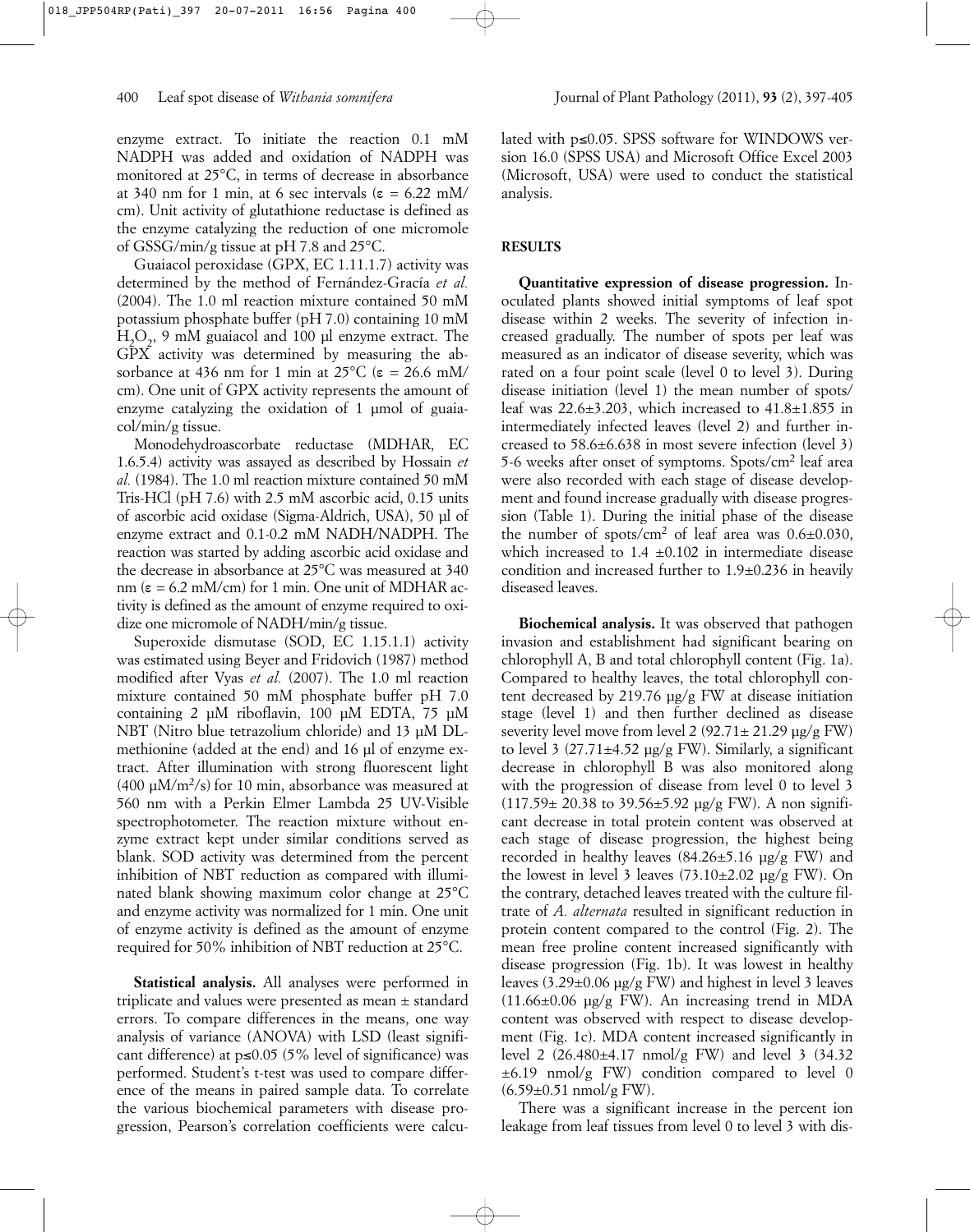enzyme extract. To initiate the reaction 0.1 mM NADPH was added and oxidation of NADPH was monitored at 25°C, in terms of decrease in absorbance at 340 nm for 1 min, at 6 sec intervals (ε = 6.22 mM/cm). Unit activity of glutathione reductase is defined as the enzyme catalyzing the reduction of one micromole of GSSG/min/g tissue at pH 7.8 and 25°C.

Guaiacol peroxidase (GPX, EC 1.11.1.7) activity was determined by the method of Fernández-Gracía *et al.* (2004). The 1.0 ml reaction mixture contained 50 mM potassium phosphate buffer (pH 7.0) containing 10 mM $H_2O_2$, 9 mM guaiacol and 100 µl enzyme extract. The GPX activity was determined by measuring the absorbance at 436 nm for 1 min at 25°C (ε = 26.6 mM/cm). One unit of GPX activity represents the amount of enzyme catalyzing the oxidation of 1 µmol of guaiacol/min/g tissue.

Monodehydroascorbate reductase (MDHAR, EC 1.6.5.4) activity was assayed as described by Hossain *et al.* (1984). The 1.0 ml reaction mixture contained 50 mM Tris-HCl (pH 7.6) with 2.5 mM ascorbic acid, 0.15 units of ascorbic acid oxidase (Sigma-Aldrich, USA), 50 µl of enzyme extract and 0.1-0.2 mM NADH/NADPH. The reaction was started by adding ascorbic acid oxidase and the decrease in absorbance at 25°C was measured at 340 nm (ε = 6.2 mM/cm) for 1 min. One unit of MDHAR activity is defined as the amount of enzyme required to oxidize one micromole of NADH/min/g tissue.

Superoxide dismutase (SOD, EC 1.15.1.1) activity was estimated using Beyer and Fridovich (1987) method modified after Vyas *et al.* (2007). The 1.0 ml reaction mixture contained 50 mM phosphate buffer pH 7.0 containing 2 µM riboflavin, 100 µM EDTA, 75 µM NBT (Nitro blue tetrazolium chloride) and 13 µM DL-methionine (added at the end) and 16 µl of enzyme extract. After illumination with strong fluorescent light (400 $\mu M/m^2/s$) for 10 min, absorbance was measured at 560 nm with a Perkin Elmer Lambda 25 UV-Visible spectrophotometer. The reaction mixture without enzyme extract kept under similar conditions served as blank. SOD activity was determined from the percent inhibition of NBT reduction as compared with illuminated blank showing maximum color change at 25°C and enzyme activity was normalized for 1 min. One unit of enzyme activity is defined as the amount of enzyme required for 50% inhibition of NBT reduction at 25°C.

**Statistical analysis.** All analyses were performed in triplicate and values were presented as mean ± standard errors. To compare differences in the means, one way analysis of variance (ANOVA) with LSD (least significant difference) at $p \leq 0.05$ (5% level of significance) was performed. Student's t-test was used to compare difference of the means in paired sample data. To correlate the various biochemical parameters with disease progression, Pearson's correlation coefficients were calculated with $p \leq 0.05$. SPSS software for WINDOWS version 16.0 (SPSS USA) and Microsoft Office Excel 2003 (Microsoft, USA) were used to conduct the statistical analysis.

## RESULTS

**Quantitative expression of disease progression.** Inoculated plants showed initial symptoms of leaf spot disease within 2 weeks. The severity of infection increased gradually. The number of spots per leaf was measured as an indicator of disease severity, which was rated on a four point scale (level 0 to level 3). During disease initiation (level 1) the mean number of spots/leaf was 22.6±3.203, which increased to 41.8±1.855 in intermediately infected leaves (level 2) and further increased to 58.6±6.638 in most severe infection (level 3) 5-6 weeks after onset of symptoms. Spots/$cm^2$ leaf area were also recorded with each stage of disease development and found increase gradually with disease progression (Table 1). During the initial phase of the disease the number of spots/$cm^2$ of leaf area was 0.6±0.030, which increased to 1.4 ±0.102 in intermediate disease condition and increased further to 1.9±0.236 in heavily diseased leaves.

**Biochemical analysis.** It was observed that pathogen invasion and establishment had significant bearing on chlorophyll A, B and total chlorophyll content (Fig. 1a). Compared to healthy leaves, the total chlorophyll content decreased by 219.76 µg/g FW at disease initiation stage (level 1) and then further declined as disease severity level move from level 2 (92.71± 21.29 µg/g FW) to level 3 (27.71±4.52 µg/g FW). Similarly, a significant decrease in chlorophyll B was also monitored along with the progression of disease from level 0 to level 3 (117.59± 20.38 to 39.56±5.92 µg/g FW). A non significant decrease in total protein content was observed at each stage of disease progression, the highest being recorded in healthy leaves (84.26±5.16 µg/g FW) and the lowest in level 3 leaves (73.10±2.02 µg/g FW). On the contrary, detached leaves treated with the culture filtrate of *A. alternata* resulted in significant reduction in protein content compared to the control (Fig. 2). The mean free proline content increased significantly with disease progression (Fig. 1b). It was lowest in healthy leaves (3.29±0.06 µg/g FW) and highest in level 3 leaves (11.66±0.06 µg/g FW). An increasing trend in MDA content was observed with respect to disease development (Fig. 1c). MDA content increased significantly in level 2 (26.480±4.17 nmol/g FW) and level 3 (34.32 ±6.19 nmol/g FW) condition compared to level 0 (6.59±0.51 nmol/g FW).

There was a significant increase in the percent ion leakage from leaf tissues from level 0 to level 3 with dis-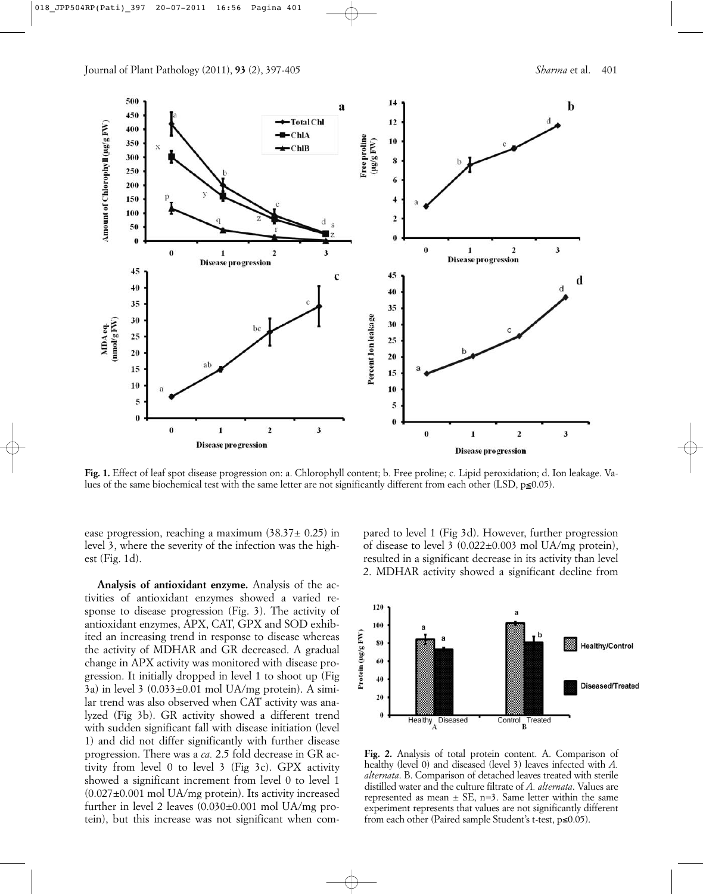**Fig. 1.** Effect of leaf spot disease progression on: a. Chlorophyll content; b. Free proline; c. Lipid peroxidation; d. Ion leakage. Values of the same biochemical test with the same letter are not significantly different from each other (LSD, $p \leq 0.05$).

ease progression, reaching a maximum (38.37± 0.25) in level 3, where the severity of the infection was the highest (Fig. 1d).

**Analysis of antioxidant enzyme.** Analysis of the activities of antioxidant enzymes showed a varied response to disease progression (Fig. 3). The activity of antioxidant enzymes, APX, CAT, GPX and SOD exhibited an increasing trend in response to disease whereas the activity of MDHAR and GR decreased. A gradual change in APX activity was monitored with disease progression. It initially dropped in level 1 to shoot up (Fig 3a) in level 3 (0.033±0.01 mol UA/mg protein). A similar trend was also observed when CAT activity was analyzed (Fig 3b). GR activity showed a different trend with sudden significant fall with disease initiation (level 1) and did not differ significantly with further disease progression. There was a *ca.* 2.5 fold decrease in GR activity from level 0 to level 3 (Fig 3c). GPX activity showed a significant increment from level 0 to level 1 (0.027±0.001 mol UA/mg protein). Its activity increased further in level 2 leaves (0.030±0.001 mol UA/mg protein), but this increase was not significant when compared to level 1 (Fig 3d). However, further progression of disease to level 3 (0.022±0.003 mol UA/mg protein), resulted in a significant decrease in its activity than level 2. MDHAR activity showed a significant decline from

**Fig. 2.** Analysis of total protein content. A. Comparison of healthy (level 0) and diseased (level 3) leaves infected with *A. alternata*. B. Comparison of detached leaves treated with sterile distilled water and the culture filtrate of *A. alternata*. Values are represented as mean ± SE, n=3. Same letter within the same experiment represents that values are not significantly different from each other (Paired sample Student's t-test, $p \leq 0.05$).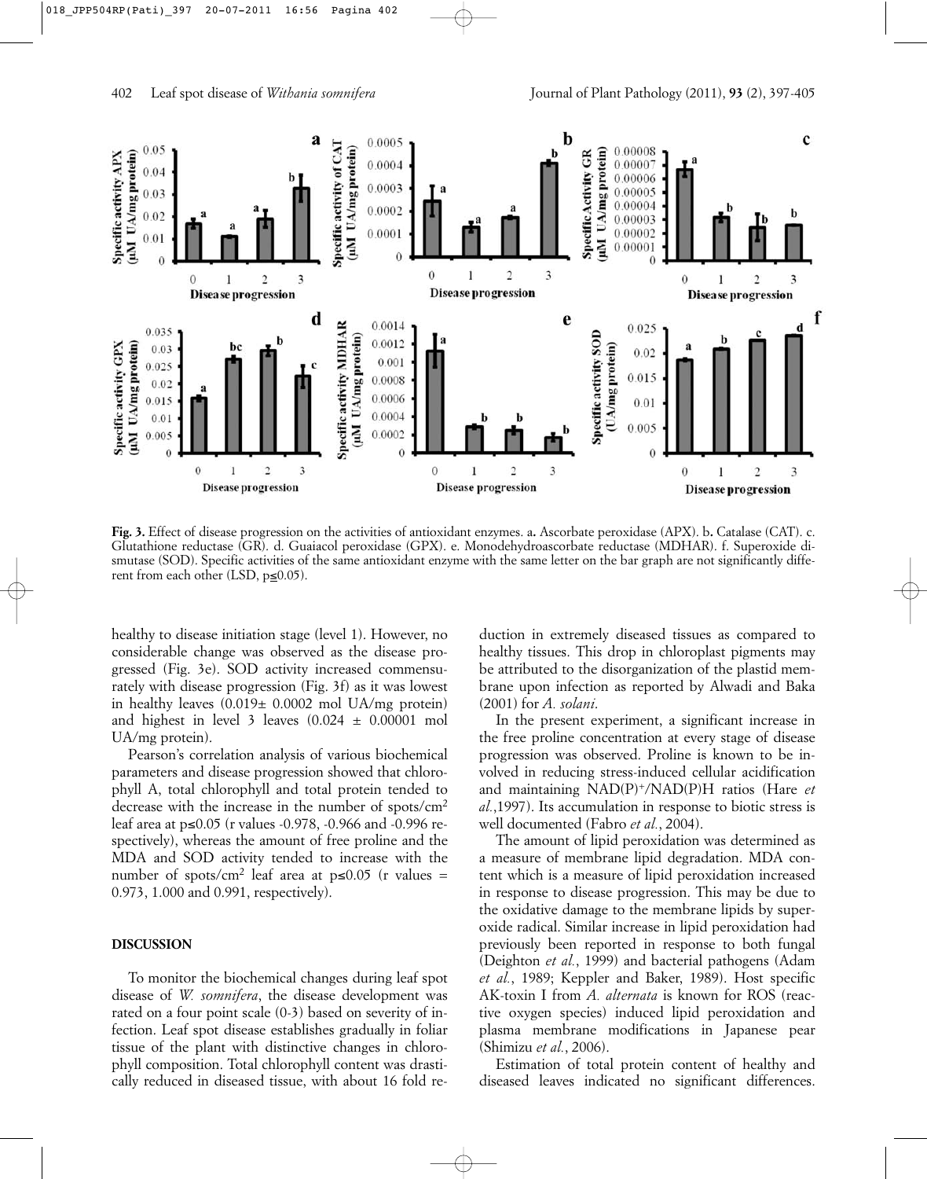**Fig. 3.** Effect of disease progression on the activities of antioxidant enzymes. a. Ascorbate peroxidase (APX). b. Catalase (CAT). c. Glutathione reductase (GR). d. Guaiacol peroxidase (GPX). e. Monodehydroascorbate reductase (MDHAR). f. Superoxide dismutase (SOD). Specific activities of the same antioxidant enzyme with the same letter on the bar graph are not significantly different from each other (LSD, $p \leq 0.05$).

healthy to disease initiation stage (level 1). However, no considerable change was observed as the disease progressed (Fig. 3e). SOD activity increased commensurately with disease progression (Fig. 3f) as it was lowest in healthy leaves (0.019± 0.0002 mol UA/mg protein) and highest in level 3 leaves (0.024 ± 0.00001 mol UA/mg protein).

Pearson's correlation analysis of various biochemical parameters and disease progression showed that chlorophyll A, total chlorophyll and total protein tended to decrease with the increase in the number of spots/cm$^2$ leaf area at $p \leq 0.05$ (r values -0.978, -0.966 and -0.996 respectively), whereas the amount of free proline and the MDA and SOD activity tended to increase with the number of spots/cm$^2$ leaf area at $p \leq 0.05$ (r values = 0.973, 1.000 and 0.991, respectively).

## DISCUSSION

To monitor the biochemical changes during leaf spot disease of *W. somnifera*, the disease development was rated on a four point scale (0-3) based on severity of infection. Leaf spot disease establishes gradually in foliar tissue of the plant with distinctive changes in chlorophyll composition. Total chlorophyll content was drastically reduced in diseased tissue, with about 16 fold reduction in extremely diseased tissues as compared to healthy tissues. This drop in chloroplast pigments may be attributed to the disorganization of the plastid membrane upon infection as reported by Alwadi and Baka (2001) for *A. solani*.

In the present experiment, a significant increase in the free proline concentration at every stage of disease progression was observed. Proline is known to be involved in reducing stress-induced cellular acidification and maintaining NAD(P)$^+$/NAD(P)H ratios (Hare *et al.*,1997). Its accumulation in response to biotic stress is well documented (Fabro *et al.*, 2004).

The amount of lipid peroxidation was determined as a measure of membrane lipid degradation. MDA content which is a measure of lipid peroxidation increased in response to disease progression. This may be due to the oxidative damage to the membrane lipids by superoxide radical. Similar increase in lipid peroxidation had previously been reported in response to both fungal (Deighton *et al.*, 1999) and bacterial pathogens (Adam *et al.*, 1989; Keppler and Baker, 1989). Host specific AK-toxin I from *A. alternata* is known for ROS (reactive oxygen species) induced lipid peroxidation and plasma membrane modifications in Japanese pear (Shimizu *et al.*, 2006).

Estimation of total protein content of healthy and diseased leaves indicated no significant differences.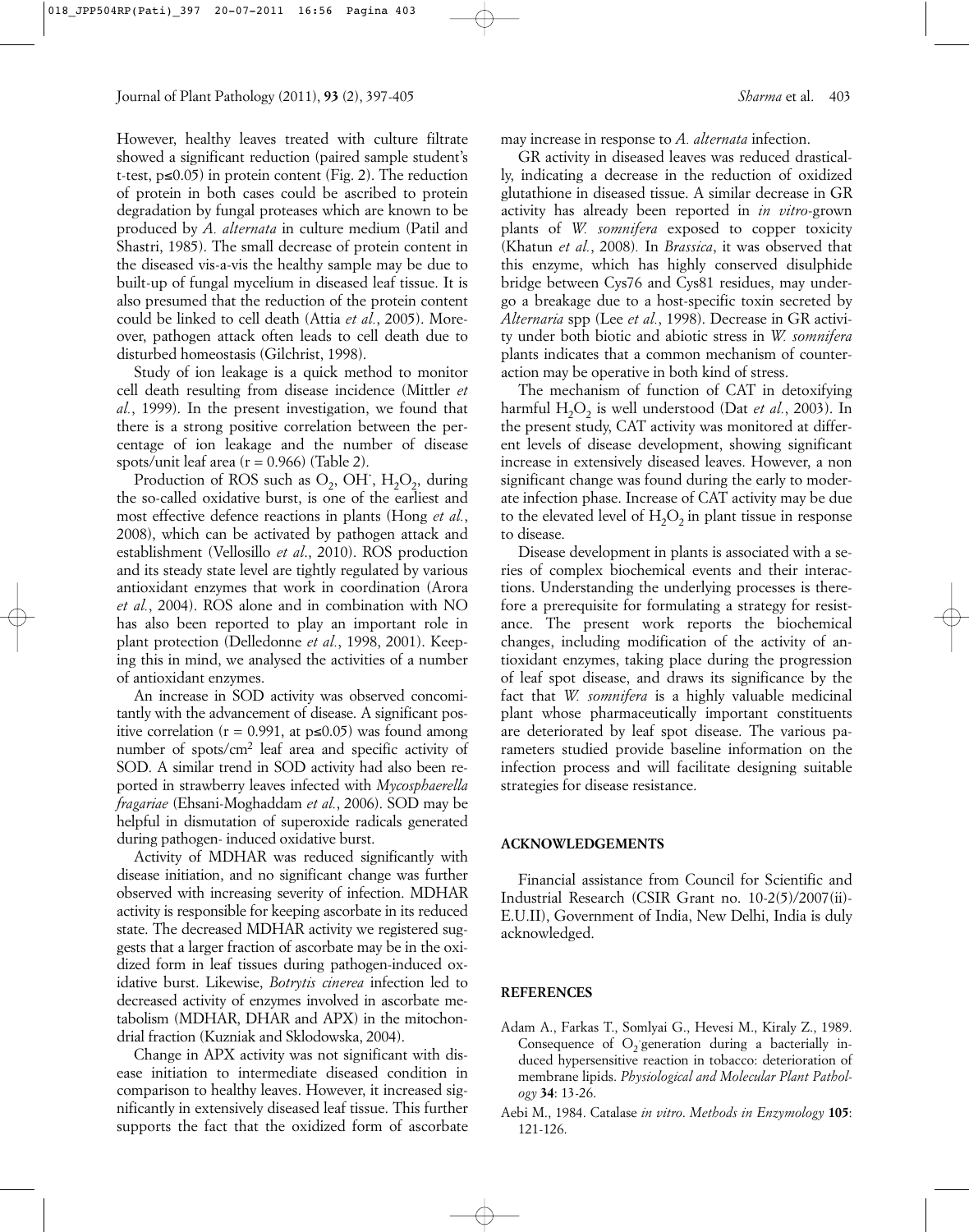However, healthy leaves treated with culture filtrate showed a significant reduction (paired sample student's t-test, $p \leq 0.05$) in protein content (Fig. 2). The reduction of protein in both cases could be ascribed to protein degradation by fungal proteases which are known to be produced by *A. alternata* in culture medium (Patil and Shastri, 1985). The small decrease of protein content in the diseased vis-a-vis the healthy sample may be due to built-up of fungal mycelium in diseased leaf tissue. It is also presumed that the reduction of the protein content could be linked to cell death (Attia *et al.*, 2005). Moreover, pathogen attack often leads to cell death due to disturbed homeostasis (Gilchrist, 1998).

Study of ion leakage is a quick method to monitor cell death resulting from disease incidence (Mittler *et al.*, 1999). In the present investigation, we found that there is a strong positive correlation between the percentage of ion leakage and the number of disease spots/unit leaf area ($r = 0.966$) (Table 2).

Production of ROS such as $O_2$, $OH^{\cdot}$, $H_2O_2$, during the so-called oxidative burst, is one of the earliest and most effective defence reactions in plants (Hong *et al.*, 2008), which can be activated by pathogen attack and establishment (Vellosillo *et al.*, 2010). ROS production and its steady state level are tightly regulated by various antioxidant enzymes that work in coordination (Arora *et al.*, 2004). ROS alone and in combination with NO has also been reported to play an important role in plant protection (Delledonne *et al.*, 1998, 2001). Keeping this in mind, we analysed the activities of a number of antioxidant enzymes.

An increase in SOD activity was observed concomitantly with the advancement of disease. A significant positive correlation ($r = 0.991$, at $p \leq 0.05$) was found among number of spots/$cm^2$ leaf area and specific activity of SOD. A similar trend in SOD activity had also been reported in strawberry leaves infected with *Mycosphaerella fragariae* (Ehsani-Moghaddam *et al.*, 2006). SOD may be helpful in dismutation of superoxide radicals generated during pathogen- induced oxidative burst.

Activity of MDHAR was reduced significantly with disease initiation, and no significant change was further observed with increasing severity of infection. MDHAR activity is responsible for keeping ascorbate in its reduced state. The decreased MDHAR activity we registered suggests that a larger fraction of ascorbate may be in the oxidized form in leaf tissues during pathogen-induced oxidative burst. Likewise, *Botrytis cinerea* infection led to decreased activity of enzymes involved in ascorbate metabolism (MDHAR, DHAR and APX) in the mitochondrial fraction (Kuzniak and Sklodowska, 2004).

Change in APX activity was not significant with disease initiation to intermediate diseased condition in comparison to healthy leaves. However, it increased significantly in extensively diseased leaf tissue. This further supports the fact that the oxidized form of ascorbate may increase in response to *A. alternata* infection.

GR activity in diseased leaves was reduced drastically, indicating a decrease in the reduction of oxidized glutathione in diseased tissue. A similar decrease in GR activity has already been reported in *in vitro*-grown plants of *W. somnifera* exposed to copper toxicity (Khatun *et al.*, 2008). In *Brassica*, it was observed that this enzyme, which has highly conserved disulphide bridge between Cys76 and Cys81 residues, may undergo a breakage due to a host-specific toxin secreted by *Alternaria* spp (Lee *et al.*, 1998). Decrease in GR activity under both biotic and abiotic stress in *W. somnifera* plants indicates that a common mechanism of counteraction may be operative in both kind of stress.

The mechanism of function of CAT in detoxifying harmful $H_2O_2$ is well understood (Dat *et al.*, 2003). In the present study, CAT activity was monitored at different levels of disease development, showing significant increase in extensively diseased leaves. However, a non significant change was found during the early to moderate infection phase. Increase of CAT activity may be due to the elevated level of $H_2O_2$ in plant tissue in response to disease.

Disease development in plants is associated with a series of complex biochemical events and their interactions. Understanding the underlying processes is therefore a prerequisite for formulating a strategy for resistance. The present work reports the biochemical changes, including modification of the activity of antioxidant enzymes, taking place during the progression of leaf spot disease, and draws its significance by the fact that *W. somnifera* is a highly valuable medicinal plant whose pharmaceutically important constituents are deteriorated by leaf spot disease. The various parameters studied provide baseline information on the infection process and will facilitate designing suitable strategies for disease resistance.

## ACKNOWLEDGEMENTS

Financial assistance from Council for Scientific and Industrial Research (CSIR Grant no. 10-2(5)/2007(ii)-E.U.II), Government of India, New Delhi, India is duly acknowledged.

## REFERENCES

Adam A., Farkas T., Somlyai G., Hevesi M., Kiraly Z., 1989. Consequence of $O_2^-$ generation during a bacterially induced hypersensitive reaction in tobacco: deterioration of membrane lipids. *Physiological and Molecular Plant Pathology* **34**: 13-26.

Aebi M., 1984. Catalase *in vitro*. *Methods in Enzymology* **105**: 121-126.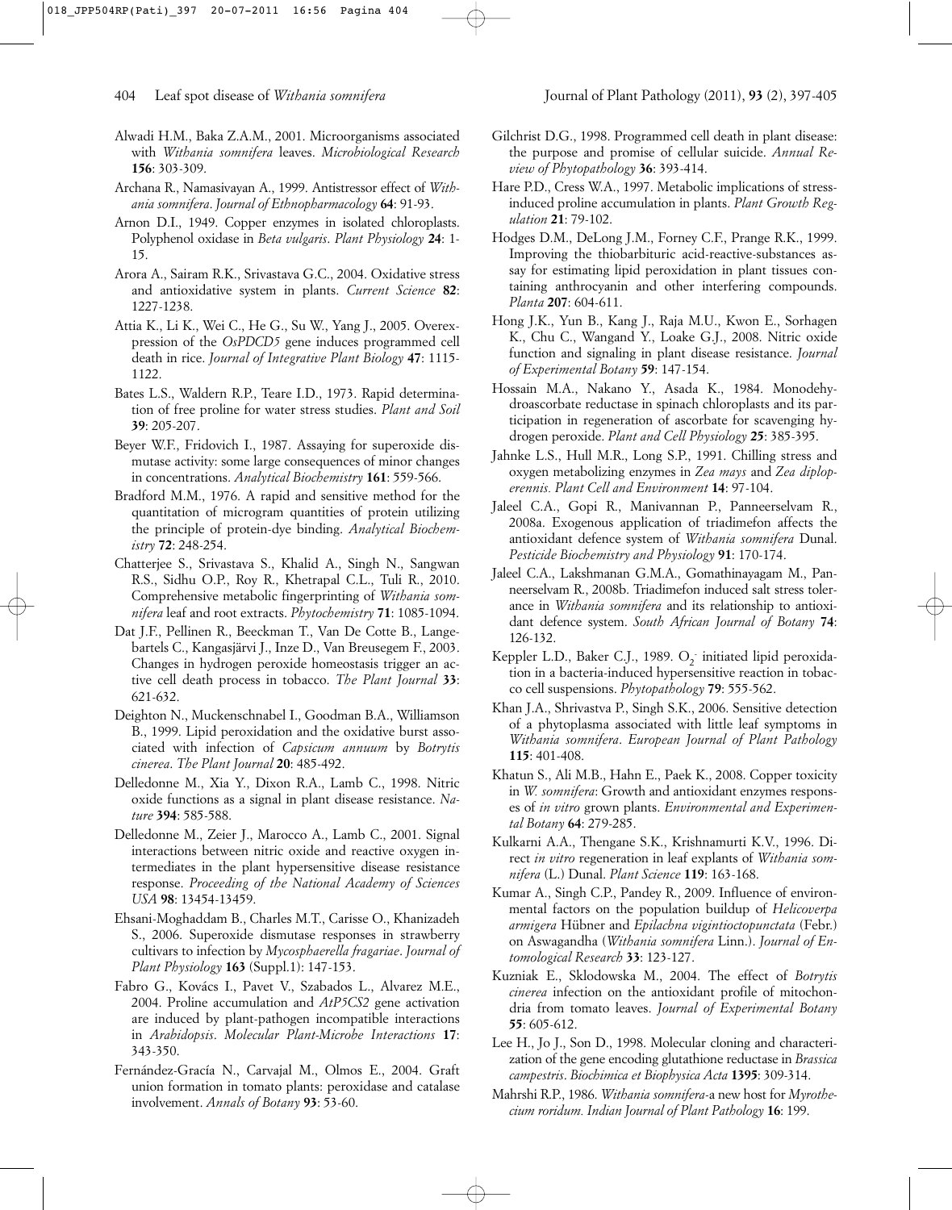Alwadi H.M., Baka Z.A.M., 2001. Microorganisms associated with *Withania somnifera* leaves. *Microbiological Research* **156**: 303-309.

Archana R., Namasivayan A., 1999. Antistressor effect of *Withania somnifera*. *Journal of Ethnopharmacology* **64**: 91-93.

Arnon D.I., 1949. Copper enzymes in isolated chloroplasts. Polyphenol oxidase in *Beta vulgaris*. *Plant Physiology* **24**: 1-15.

Arora A., Sairam R.K., Srivastava G.C., 2004. Oxidative stress and antioxidative system in plants. *Current Science* **82**: 1227-1238.

Attia K., Li K., Wei C., He G., Su W., Yang J., 2005. Overexpression of the *OsPDCD5* gene induces programmed cell death in rice. *Journal of Integrative Plant Biology* **47**: 1115-1122.

Bates L.S., Waldern R.P., Teare I.D., 1973. Rapid determination of free proline for water stress studies. *Plant and Soil* **39**: 205-207.

Beyer W.F., Fridovich I., 1987. Assaying for superoxide dismutase activity: some large consequences of minor changes in concentrations. *Analytical Biochemistry* **161**: 559-566.

Bradford M.M., 1976. A rapid and sensitive method for the quantitation of microgram quantities of protein utilizing the principle of protein-dye binding. *Analytical Biochemistry* **72**: 248-254.

Chatterjee S., Srivastava S., Khalid A., Singh N., Sangwan R.S., Sidhu O.P., Roy R., Khetrapal C.L., Tuli R., 2010. Comprehensive metabolic fingerprinting of *Withania somnifera* leaf and root extracts. *Phytochemistry* **71**: 1085-1094.

Dat J.F., Pellinen R., Beeckman T., Van De Cotte B., Langebartels C., Kangasjärvi J., Inze D., Van Breusegem F., 2003. Changes in hydrogen peroxide homeostasis trigger an active cell death process in tobacco. *The Plant Journal* **33**: 621-632.

Deighton N., Muckenschnabel I., Goodman B.A., Williamson B., 1999. Lipid peroxidation and the oxidative burst associated with infection of *Capsicum annuum* by *Botrytis cinerea*. *The Plant Journal* **20**: 485-492.

Delledonne M., Xia Y., Dixon R.A., Lamb C., 1998. Nitric oxide functions as a signal in plant disease resistance. *Nature* **394**: 585-588.

Delledonne M., Zeier J., Marocco A., Lamb C., 2001. Signal interactions between nitric oxide and reactive oxygen intermediates in the plant hypersensitive disease resistance response. *Proceeding of the National Academy of Sciences USA* **98**: 13454-13459.

Ehsani-Moghaddam B., Charles M.T., Carisse O., Khanizadeh S., 2006. Superoxide dismutase responses in strawberry cultivars to infection by *Mycosphaerella fragariae*. *Journal of Plant Physiology* **163** (Suppl.1): 147-153.

Fabro G., Kovács I., Pavet V., Szabados L., Alvarez M.E., 2004. Proline accumulation and *AtP5CS2* gene activation are induced by plant-pathogen incompatible interactions in *Arabidopsis*. *Molecular Plant-Microbe Interactions* **17**: 343-350.

Fernández-Gracía N., Carvajal M., Olmos E., 2004. Graft union formation in tomato plants: peroxidase and catalase involvement. *Annals of Botany* **93**: 53-60.

Gilchrist D.G., 1998. Programmed cell death in plant disease: the purpose and promise of cellular suicide. *Annual Review of Phytopathology* **36**: 393-414.

Hare P.D., Cress W.A., 1997. Metabolic implications of stress-induced proline accumulation in plants. *Plant Growth Regulation* **21**: 79-102.

Hodges D.M., DeLong J.M., Forney C.F., Prange R.K., 1999. Improving the thiobarbituric acid-reactive-substances assay for estimating lipid peroxidation in plant tissues containing anthrocyanin and other interfering compounds. *Planta* **207**: 604-611.

Hong J.K., Yun B., Kang J., Raja M.U., Kwon E., Sorhagen K., Chu C., Wangand Y., Loake G.J., 2008. Nitric oxide function and signaling in plant disease resistance. *Journal of Experimental Botany* **59**: 147-154.

Hossain M.A., Nakano Y., Asada K., 1984. Monodehydroascorbate reductase in spinach chloroplasts and its participation in regeneration of ascorbate for scavenging hydrogen peroxide. *Plant and Cell Physiology* **25**: 385-395.

Jahnke L.S., Hull M.R., Long S.P., 1991. Chilling stress and oxygen metabolizing enzymes in *Zea mays* and *Zea diploperennis*. *Plant Cell and Environment* **14**: 97-104.

Jaleel C.A., Gopi R., Manivannan P., Panneerselvam R., 2008a. Exogenous application of triadimefon affects the antioxidant defence system of *Withania somnifera* Dunal. *Pesticide Biochemistry and Physiology* **91**: 170-174.

Jaleel C.A., Lakshmanan G.M.A., Gomathinayagam M., Panneerselvam R., 2008b. Triadimefon induced salt stress tolerance in *Withania somnifera* and its relationship to antioxidant defence system. *South African Journal of Botany* **74**: 126-132.

Keppler L.D., Baker C.J., 1989. $O_2^-$ initiated lipid peroxidation in a bacteria-induced hypersensitive reaction in tobacco cell suspensions. *Phytopathology* **79**: 555-562.

Khan J.A., Shrivastva P., Singh S.K., 2006. Sensitive detection of a phytoplasma associated with little leaf symptoms in *Withania somnifera*. *European Journal of Plant Pathology* **115**: 401-408.

Khatun S., Ali M.B., Hahn E., Paek K., 2008. Copper toxicity in *W. somnifera*: Growth and antioxidant enzymes responses of *in vitro* grown plants. *Environmental and Experimental Botany* **64**: 279-285.

Kulkarni A.A., Thengane S.K., Krishnamurti K.V., 1996. Direct *in vitro* regeneration in leaf explants of *Withania somnifera* (L.) Dunal. *Plant Science* **119**: 163-168.

Kumar A., Singh C.P., Pandey R., 2009. Influence of environmental factors on the population buildup of *Helicoverpa armigera* Hübner and *Epilachna vigintioctopunctata* (Febr.) on Aswagandha (*Withania somnifera* Linn.). *Journal of Entomological Research* **33**: 123-127.

Kuzniak E., Sklodowska M., 2004. The effect of *Botrytis cinerea* infection on the antioxidant profile of mitochondria from tomato leaves. *Journal of Experimental Botany* **55**: 605-612.

Lee H., Jo J., Son D., 1998. Molecular cloning and characterization of the gene encoding glutathione reductase in *Brassica campestris*. *Biochimica et Biophysica Acta* **1395**: 309-314.

Mahrshi R.P., 1986. *Withania somnifera*-a new host for *Myrothecium roridum*. *Indian Journal of Plant Pathology* **16**: 199.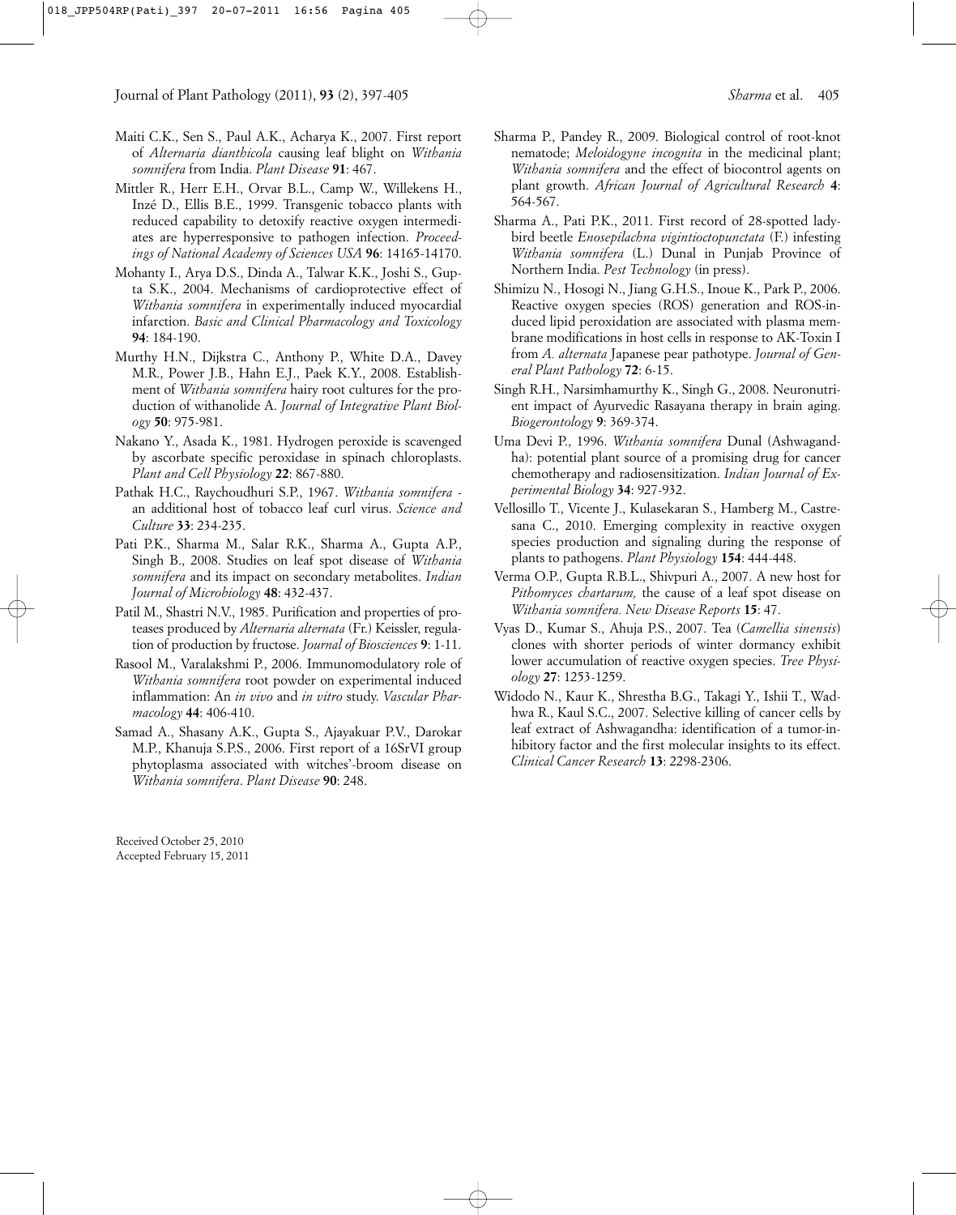Maiti C.K., Sen S., Paul A.K., Acharya K., 2007. First report of *Alternaria dianthicola* causing leaf blight on *Withania somnifera* from India. *Plant Disease* **91**: 467.

Mittler R., Herr E.H., Orvar B.L., Camp W., Willekens H., Inzé D., Ellis B.E., 1999. Transgenic tobacco plants with reduced capability to detoxify reactive oxygen intermediates are hyperresponsive to pathogen infection. *Proceedings of National Academy of Sciences USA* **96**: 14165-14170.

Mohanty I., Arya D.S., Dinda A., Talwar K.K., Joshi S., Gupta S.K., 2004. Mechanisms of cardioprotective effect of *Withania somnifera* in experimentally induced myocardial infarction. *Basic and Clinical Pharmacology and Toxicology* **94**: 184-190.

Murthy H.N., Dijkstra C., Anthony P., White D.A., Davey M.R., Power J.B., Hahn E.J., Paek K.Y., 2008. Establishment of *Withania somnifera* hairy root cultures for the production of withanolide A. *Journal of Integrative Plant Biology* **50**: 975-981.

Nakano Y., Asada K., 1981. Hydrogen peroxide is scavenged by ascorbate specific peroxidase in spinach chloroplasts. *Plant and Cell Physiology* **22**: 867-880.

Pathak H.C., Raychoudhuri S.P., 1967. *Withania somnifera* - an additional host of tobacco leaf curl virus. *Science and Culture* **33**: 234-235.

Pati P.K., Sharma M., Salar R.K., Sharma A., Gupta A.P., Singh B., 2008. Studies on leaf spot disease of *Withania somnifera* and its impact on secondary metabolites. *Indian Journal of Microbiology* **48**: 432-437.

Patil M., Shastri N.V., 1985. Purification and properties of proteases produced by *Alternaria alternata* (Fr.) Keissler, regulation of production by fructose. *Journal of Biosciences* **9**: 1-11.

Rasool M., Varalakshmi P., 2006. Immunomodulatory role of *Withania somnifera* root powder on experimental induced inflammation: An *in vivo* and *in vitro* study. *Vascular Pharmacology* **44**: 406-410.

Samad A., Shasany A.K., Gupta S., Ajayakuar P.V., Darokar M.P., Khanuja S.P.S., 2006. First report of a 16SrVI group phytoplasma associated with witches'-broom disease on *Withania somnifera*. *Plant Disease* **90**: 248.

Sharma P., Pandey R., 2009. Biological control of root-knot nematode; *Meloidogyne incognita* in the medicinal plant; *Withania somnifera* and the effect of biocontrol agents on plant growth. *African Journal of Agricultural Research* **4**: 564-567.

Sharma A., Pati P.K., 2011. First record of 28-spotted ladybird beetle *Enosepilachna vigintioctopunctata* (F.) infesting *Withania somnifera* (L.) Dunal in Punjab Province of Northern India. *Pest Technology* (in press).

Shimizu N., Hosogi N., Jiang G.H.S., Inoue K., Park P., 2006. Reactive oxygen species (ROS) generation and ROS-induced lipid peroxidation are associated with plasma membrane modifications in host cells in response to AK-Toxin I from *A. alternata* Japanese pear pathotype. *Journal of General Plant Pathology* **72**: 6-15.

Singh R.H., Narsimhamurthy K., Singh G., 2008. Neuronutrient impact of Ayurvedic Rasayana therapy in brain aging. *Biogerontology* **9**: 369-374.

Uma Devi P., 1996. *Withania somnifera* Dunal (Ashwagandha): potential plant source of a promising drug for cancer chemotherapy and radiosensitization. *Indian Journal of Experimental Biology* **34**: 927-932.

Vellosillo T., Vicente J., Kulasekaran S., Hamberg M., Castresana C., 2010. Emerging complexity in reactive oxygen species production and signaling during the response of plants to pathogens. *Plant Physiology* **154**: 444-448.

Verma O.P., Gupta R.B.L., Shivpuri A., 2007. A new host for *Pithomyces chartarum,* the cause of a leaf spot disease on *Withania somnifera. New Disease Reports* **15**: 47.

Vyas D., Kumar S., Ahuja P.S., 2007. Tea (*Camellia sinensis*) clones with shorter periods of winter dormancy exhibit lower accumulation of reactive oxygen species. *Tree Physiology* **27**: 1253-1259.

Widodo N., Kaur K., Shrestha B.G., Takagi Y., Ishii T., Wadhwa R., Kaul S.C., 2007. Selective killing of cancer cells by leaf extract of Ashwagandha: identification of a tumor-inhibitory factor and the first molecular insights to its effect. *Clinical Cancer Research* **13**: 2298-2306.

Received October 25, 2010
Accepted February 15, 2011